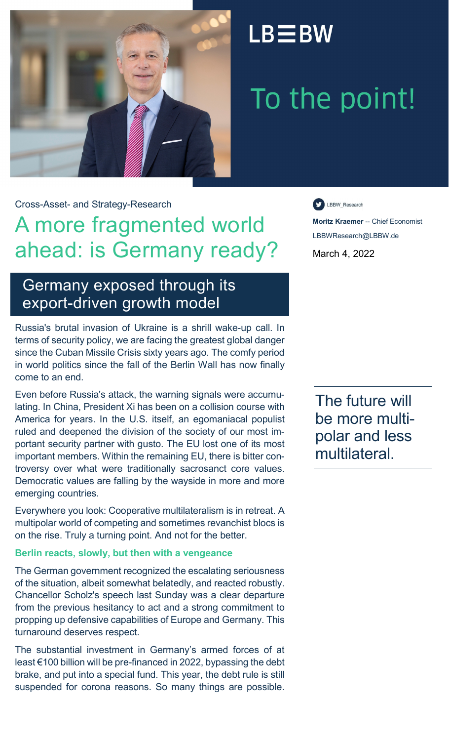LB≡BW

# To the point!

Cross-Asset- and Strategy-Research

## A more fragmented world ahead: is Germany ready?

LBBW_Research

**Moritz Kraemer** -- Chief Economist
LBBWResearch@LBBW.de

March 4, 2022

### Germany exposed through its export-driven growth model

Russia's brutal invasion of Ukraine is a shrill wake-up call. In terms of security policy, we are facing the greatest global danger since the Cuban Missile Crisis sixty years ago. The comfy period in world politics since the fall of the Berlin Wall has now finally come to an end.

Even before Russia's attack, the warning signals were accumulating. In China, President Xi has been on a collision course with America for years. In the U.S. itself, an egomaniacal populist ruled and deepened the division of the society of our most important security partner with gusto. The EU lost one of its most important members. Within the remaining EU, there is bitter controversy over what were traditionally sacrosanct core values. Democratic values are falling by the wayside in more and more emerging countries.

> The future will be more multipolar and less multilateral.

Everywhere you look: Cooperative multilateralism is in retreat. A multipolar world of competing and sometimes revanchist blocs is on the rise. Truly a turning point. And not for the better.

**Berlin reacts, slowly, but then with a vengeance**

The German government recognized the escalating seriousness of the situation, albeit somewhat belatedly, and reacted robustly. Chancellor Scholz's speech last Sunday was a clear departure from the previous hesitancy to act and a strong commitment to propping up defensive capabilities of Europe and Germany. This turnaround deserves respect.

The substantial investment in Germany's armed forces of at least €100 billion will be pre-financed in 2022, bypassing the debt brake, and put into a special fund. This year, the debt rule is still suspended for corona reasons. So many things are possible.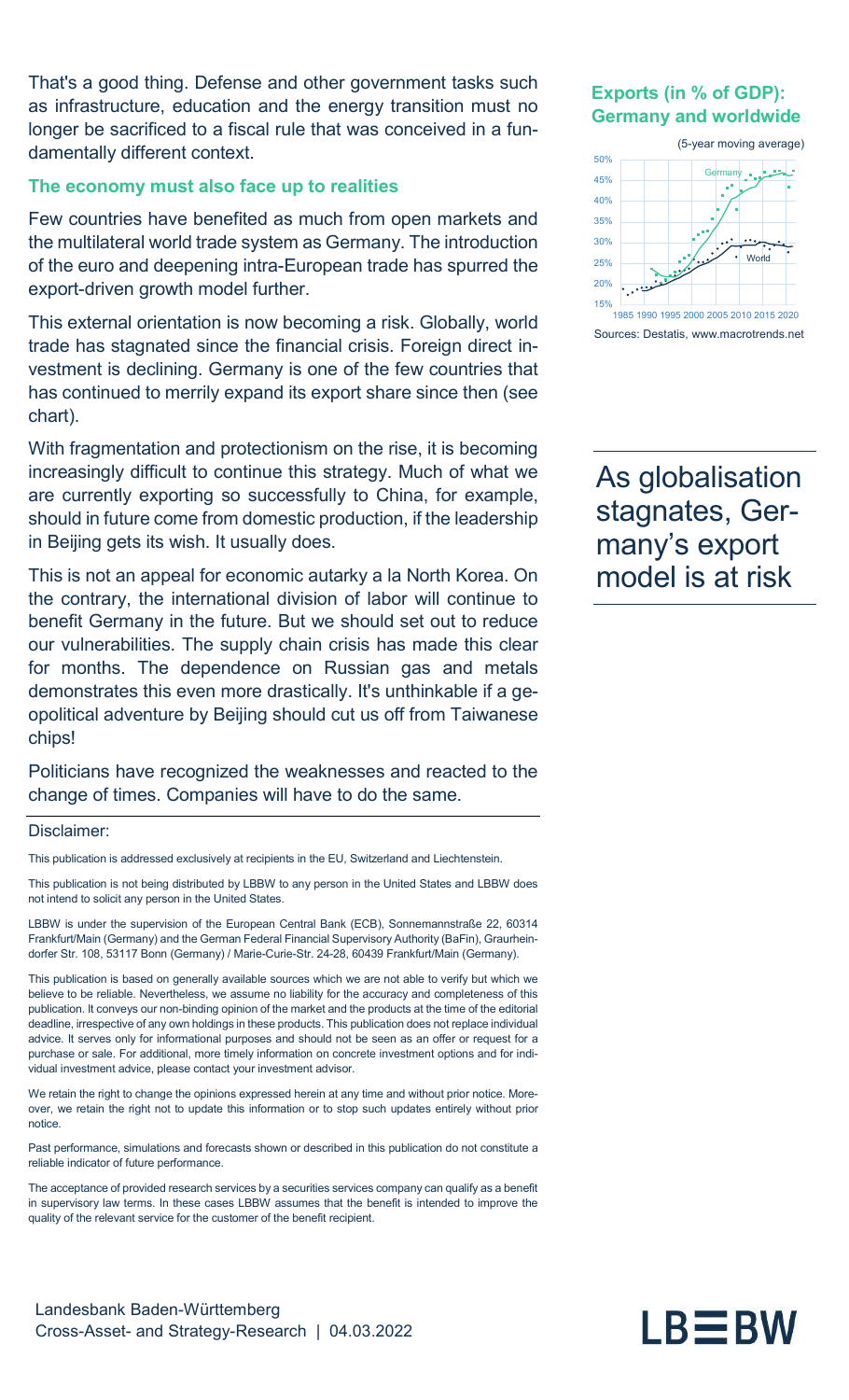That's a good thing. Defense and other government tasks such as infrastructure, education and the energy transition must no longer be sacrificed to a fiscal rule that was conceived in a fundamentally different context.

### The economy must also face up to realities

Few countries have benefited as much from open markets and the multilateral world trade system as Germany. The introduction of the euro and deepening intra-European trade has spurred the export-driven growth model further.

This external orientation is now becoming a risk. Globally, world trade has stagnated since the financial crisis. Foreign direct investment is declining. Germany is one of the few countries that has continued to merrily expand its export share since then (see chart).

With fragmentation and protectionism on the rise, it is becoming increasingly difficult to continue this strategy. Much of what we are currently exporting so successfully to China, for example, should in future come from domestic production, if the leadership in Beijing gets its wish. It usually does.

This is not an appeal for economic autarky a la North Korea. On the contrary, the international division of labor will continue to benefit Germany in the future. But we should set out to reduce our vulnerabilities. The supply chain crisis has made this clear for months. The dependence on Russian gas and metals demonstrates this even more drastically. It's unthinkable if a geopolitical adventure by Beijing should cut us off from Taiwanese chips!

Politicians have recognized the weaknesses and reacted to the change of times. Companies will have to do the same.

**Exports (in % of GDP): Germany and worldwide**

(5-year moving average)

50%
45%
40%
35%
30%
25%
20%
15%

Germany

World

1985 1990 1995 2000 2005 2010 2015 2020

Sources: Destatis, www.macrotrends.net

> As globalisation stagnates, Germany's export model is at risk

Disclaimer:

This publication is addressed exclusively at recipients in the EU, Switzerland and Liechtenstein.

This publication is not being distributed by LBBW to any person in the United States and LBBW does not intend to solicit any person in the United States.

LBBW is under the supervision of the European Central Bank (ECB), Sonnemannstraße 22, 60314 Frankfurt/Main (Germany) and the German Federal Financial Supervisory Authority (BaFin), Graurheindorfer Str. 108, 53117 Bonn (Germany) / Marie-Curie-Str. 24-28, 60439 Frankfurt/Main (Germany).

This publication is based on generally available sources which we are not able to verify but which we believe to be reliable. Nevertheless, we assume no liability for the accuracy and completeness of this publication. It conveys our non-binding opinion of the market and the products at the time of the editorial deadline, irrespective of any own holdings in these products. This publication does not replace individual advice. It serves only for informational purposes and should not be seen as an offer or request for a purchase or sale. For additional, more timely information on concrete investment options and for individual investment advice, please contact your investment advisor.

We retain the right to change the opinions expressed herein at any time and without prior notice. Moreover, we retain the right not to update this information or to stop such updates entirely without prior notice.

Past performance, simulations and forecasts shown or described in this publication do not constitute a reliable indicator of future performance.

The acceptance of provided research services by a securities services company can qualify as a benefit in supervisory law terms. In these cases LBBW assumes that the benefit is intended to improve the quality of the relevant service for the customer of the benefit recipient.

Landesbank Baden-Württemberg
Cross-Asset- and Strategy-Research | 04.03.2022